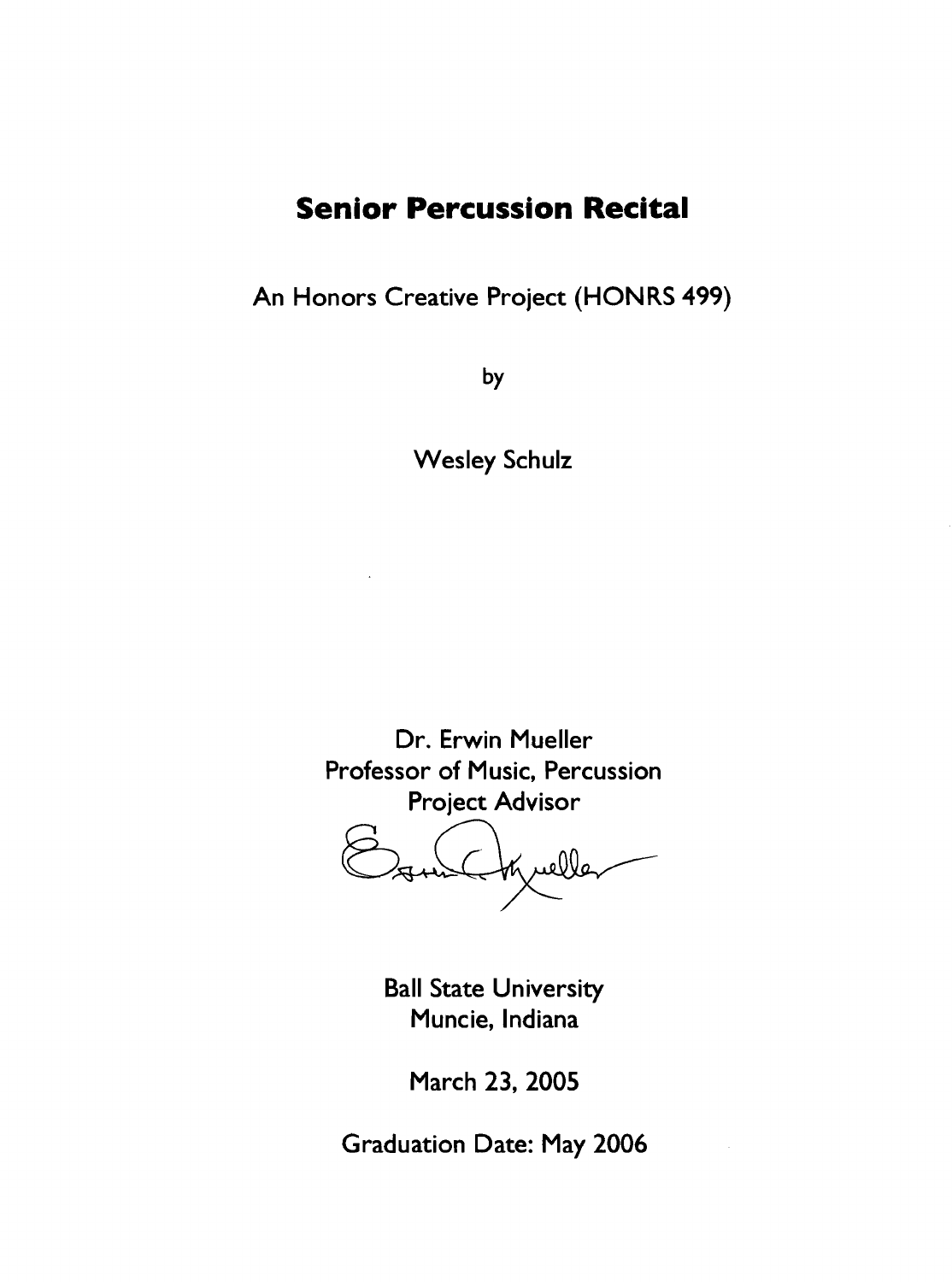# Senior Percussion Recital

An Honors Creative Project (HONRS 499)

by

Wesley Schulz

Dr. Erwin Mueller
Professor of Music, Percussion
Project Advisor

Ball State University
Muncie, Indiana

March 23, 2005

Graduation Date: May 2006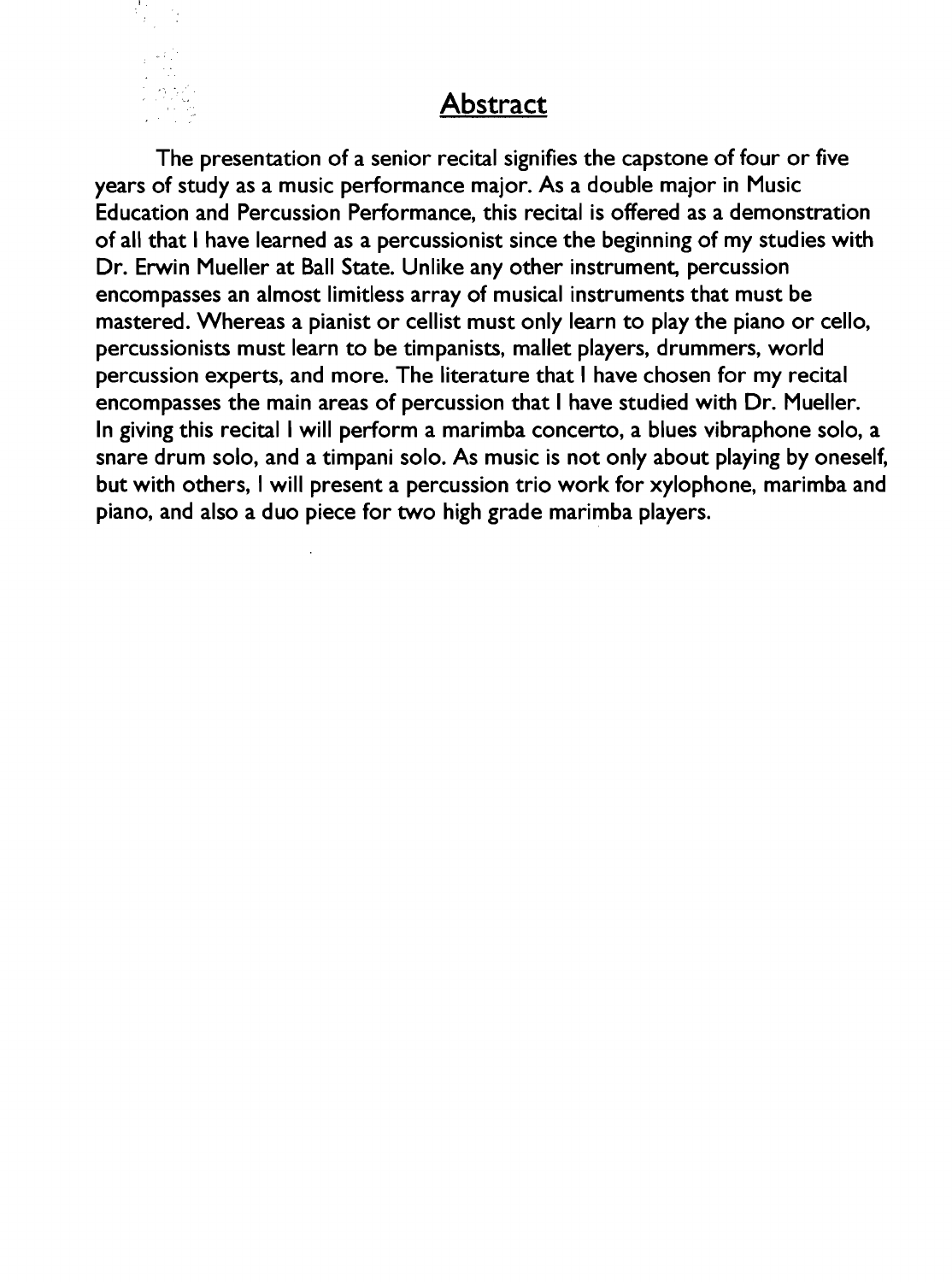## Abstract

The presentation of a senior recital signifies the capstone of four or five years of study as a music performance major. As a double major in Music Education and Percussion Performance, this recital is offered as a demonstration of all that I have learned as a percussionist since the beginning of my studies with Dr. Erwin Mueller at Ball State. Unlike any other instrument, percussion encompasses an almost limitless array of musical instruments that must be mastered. Whereas a pianist or cellist must only learn to play the piano or cello, percussionists must learn to be timpanists, mallet players, drummers, world percussion experts, and more. The literature that I have chosen for my recital encompasses the main areas of percussion that I have studied with Dr. Mueller. In giving this recital I will perform a marimba concerto, a blues vibraphone solo, a snare drum solo, and a timpani solo. As music is not only about playing by oneself, but with others, I will present a percussion trio work for xylophone, marimba and piano, and also a duo piece for two high grade marimba players.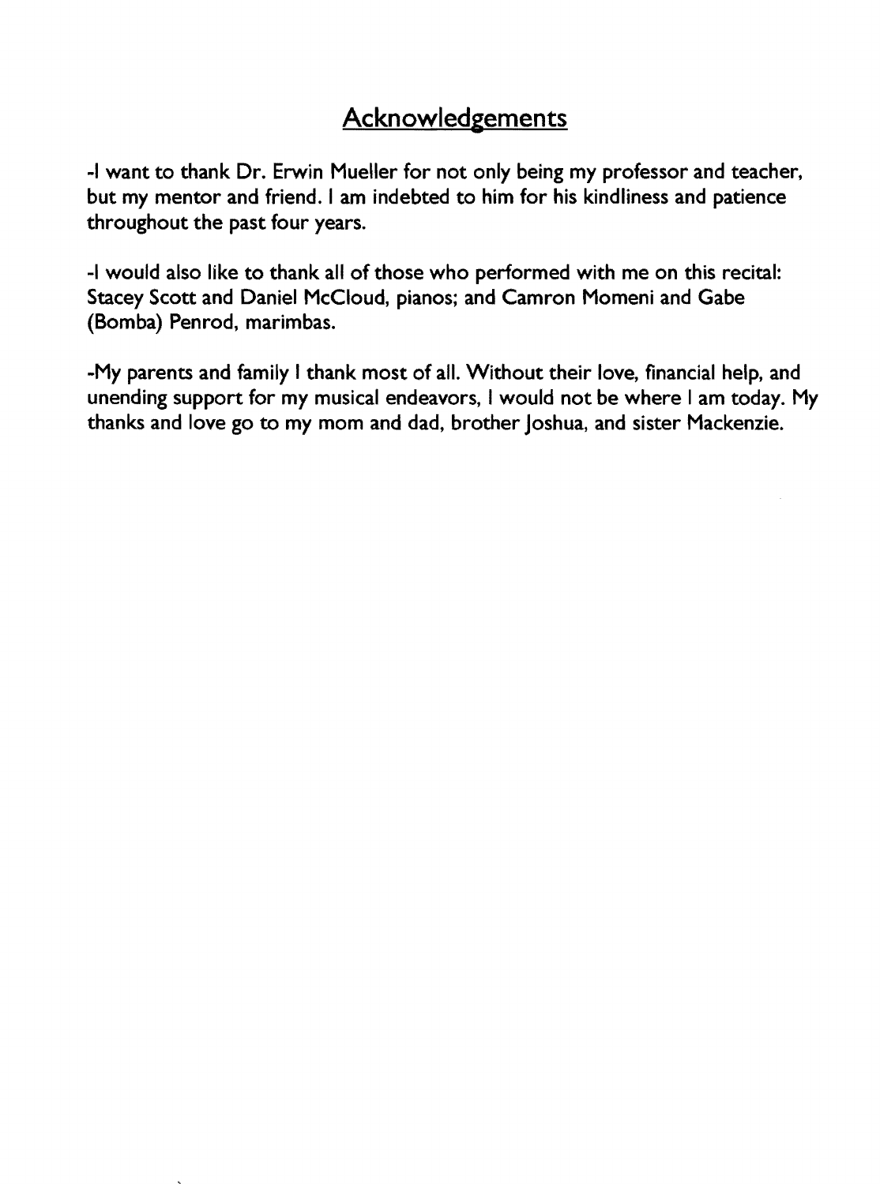## Acknowledgements

-I want to thank Dr. Erwin Mueller for not only being my professor and teacher, but my mentor and friend. I am indebted to him for his kindliness and patience throughout the past four years.

-I would also like to thank all of those who performed with me on this recital: Stacey Scott and Daniel McCloud, pianos; and Camron Momeni and Gabe (Bomba) Penrod, marimbas.

-My parents and family I thank most of all. Without their love, financial help, and unending support for my musical endeavors, I would not be where I am today. My thanks and love go to my mom and dad, brother Joshua, and sister Mackenzie.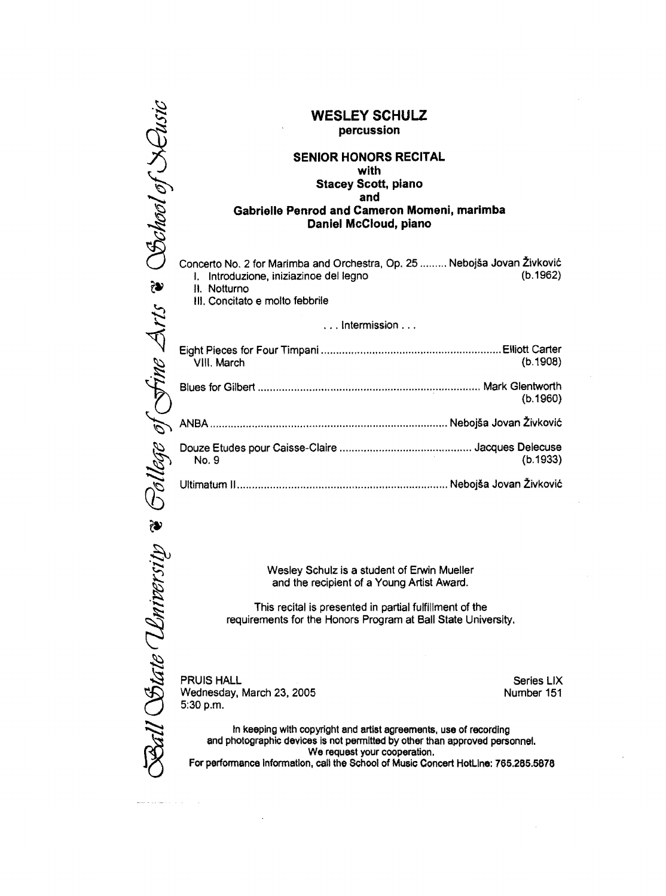Ball State University ❧ College of Fine Arts ❧ School of Music

# WESLEY SCHULZ

**percussion**

## SENIOR HONORS RECITAL

**with**
**Stacey Scott, piano**
**and**
**Gabrielle Penrod and Cameron Momeni, marimba**
**Daniel McCloud, piano**

Concerto No. 2 for Marimba and Orchestra, Op. 25 ......... Nebojša Jovan Živković (b.1962)
I. Introduzione, iniziazinoe del legno
II. Notturno
III. Concitato e molto febbrile

. . . Intermission . . .

Eight Pieces for Four Timpani ............................................................ Elliott Carter (b.1908)
VIII. March

Blues for Gilbert ......................................................................... Mark Glentworth (b.1960)

ANBA ............................................................................ Nebojša Jovan Živković

Douze Etudes pour Caisse-Claire ............................................ Jacques Delecuse (b.1933)
No. 9

Ultimatum II ..................................................................... Nebojša Jovan Živković

Wesley Schulz is a student of Erwin Mueller and the recipient of a Young Artist Award.

This recital is presented in partial fulfillment of the requirements for the Honors Program at Ball State University.

PRUIS HALL
Wednesday, March 23, 2005
5:30 p.m.

Series LIX
Number 151

In keeping with copyright and artist agreements, use of recording and photographic devices is not permitted by other than approved personnel.
We request your cooperation.
For performance information, call the School of Music Concert HotLine: 765.285.5878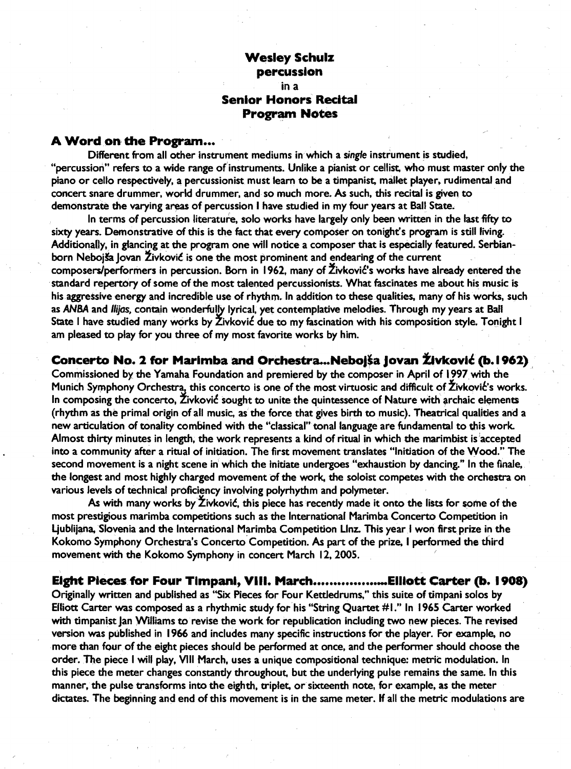**Wesley Schulz**
**percussion**
in a
**Senior Honors Recital**
**Program Notes**

## A Word on the Program...

Different from all other instrument mediums in which a *single* instrument is studied, "percussion" refers to a wide range of instruments. Unlike a pianist or cellist, who must master only the piano or cello respectively, a percussionist must learn to be a timpanist, mallet player, rudimental and concert snare drummer, world drummer, and so much more. As such, this recital is given to demonstrate the varying areas of percussion I have studied in my four years at Ball State.

In terms of percussion literature, solo works have largely only been written in the last fifty to sixty years. Demonstrative of this is the fact that every composer on tonight's program is still living. Additionally, in glancing at the program one will notice a composer that is especially featured. Serbian-born Nebojša Jovan Živković is one the most prominent and endearing of the current composers/performers in percussion. Born in 1962, many of Živković's works have already entered the standard repertory of some of the most talented percussionists. What fascinates me about his music is his aggressive energy and incredible use of rhythm. In addition to these qualities, many of his works, such as *ANBA* and *Ilijas*, contain wonderfully lyrical, yet contemplative melodies. Through my years at Ball State I have studied many works by Živković due to my fascination with his composition style. Tonight I am pleased to play for you three of my most favorite works by him.

## Concerto No. 2 for Marimba and Orchestra...Nebojša Jovan Živković (b.1962)

Commissioned by the Yamaha Foundation and premiered by the composer in April of 1997 with the Munich Symphony Orchestra, this concerto is one of the most virtuosic and difficult of Živković's works. In composing the concerto, Živković sought to unite the quintessence of Nature with archaic elements (rhythm as the primal origin of all music, as the force that gives birth to music). Theatrical qualities and a new articulation of tonality combined with the "classical" tonal language are fundamental to this work. Almost thirty minutes in length, the work represents a kind of ritual in which the marimbist is accepted into a community after a ritual of initiation. The first movement translates "Initiation of the Wood." The second movement is a night scene in which the initiate undergoes "exhaustion by dancing." In the finale, the longest and most highly charged movement of the work, the soloist competes with the orchestra on various levels of technical proficiency involving polyrhythm and polymeter.

As with many works by Živković, this piece has recently made it onto the lists for some of the most prestigious marimba competitions such as the International Marimba Concerto Competition in Ljublijana, Slovenia and the International Marimba Competition Linz. This year I won first prize in the Kokomo Symphony Orchestra's Concerto Competition. As part of the prize, I performed the third movement with the Kokomo Symphony in concert March 12, 2005.

## Eight Pieces for Four Timpani, VIII. March..................Elliott Carter (b. 1908)

Originally written and published as "Six Pieces for Four Kettledrums," this suite of timpani solos by Elliott Carter was composed as a rhythmic study for his "String Quartet #1." In 1965 Carter worked with timpanist Jan Williams to revise the work for republication including two new pieces. The revised version was published in 1966 and includes many specific instructions for the player. For example, no more than four of the eight pieces should be performed at once, and the performer should choose the order. The piece I will play, VIII March, uses a unique compositional technique: metric modulation. In this piece the meter changes constantly throughout, but the underlying pulse remains the same. In this manner, the pulse transforms into the eighth, triplet, or sixteenth note, for example, as the meter dictates. The beginning and end of this movement is in the same meter. If all the metric modulations are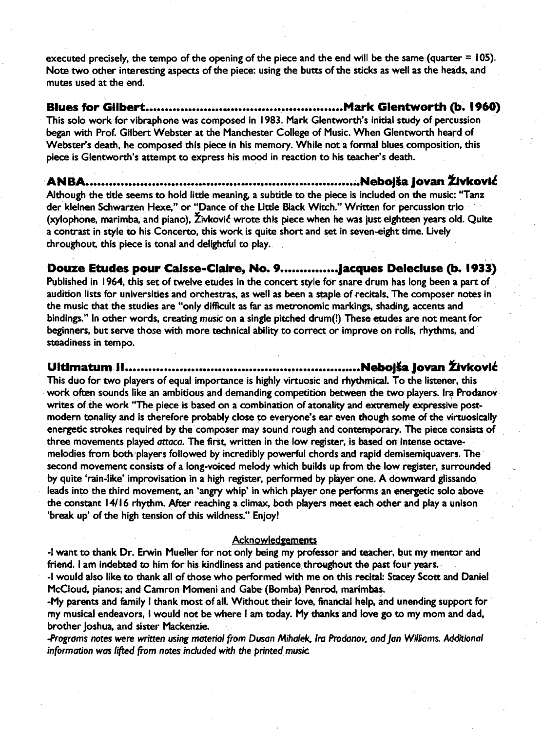executed precisely, the tempo of the opening of the piece and the end will be the same (quarter = 105). Note two other interesting aspects of the piece: using the butts of the sticks as well as the heads, and mutes used at the end.

**Blues for Gilbert....................................................Mark Glentworth (b. 1960)**

This solo work for vibraphone was composed in 1983. Mark Glentworth's initial study of percussion began with Prof. Gilbert Webster at the Manchester College of Music. When Glentworth heard of Webster's death, he composed this piece in his memory. While not a formal blues composition, this piece is Glentworth's attempt to express his mood in reaction to his teacher's death.

**ANBA....................................................................Nebojša Jovan Živković**

Although the title seems to hold little meaning, a subtitle to the piece is included on the music: "Tanz der kleinen Schwarzen Hexe," or "Dance of the Little Black Witch." Written for percussion trio (xylophone, marimba, and piano), Živković wrote this piece when he was just eighteen years old. Quite a contrast in style to his Concerto, this work is quite short and set in seven-eight time. Lively throughout, this piece is tonal and delightful to play.

**Douze Etudes pour Caisse-Claire, No. 9...............Jacques Delecluse (b. 1933)**

Published in 1964, this set of twelve etudes in the concert style for snare drum has long been a part of audition lists for universities and orchestras, as well as been a staple of recitals. The composer notes in the music that the studies are "only difficult as far as metronomic markings, shading, accents and bindings." In other words, creating *music* on a single pitched drum(!) These etudes are not meant for beginners, but serve those with more technical ability to correct or improve on rolls, rhythms, and steadiness in tempo.

**Ultimatum II............................................................Nebojša Jovan Živković**

This duo for two players of equal importance is highly virtuosic and rhythmical. To the listener, this work often sounds like an ambitious and demanding competition between the two players. Ira Prodanov writes of the work "The piece is based on a combination of atonality and extremely expressive post-modern tonality and is therefore probably close to everyone's ear even though some of the virtuosically energetic strokes required by the composer may sound rough and contemporary. The piece consists of three movements played *attaca*. The first, written in the low register, is based on intense octave-melodies from both players followed by incredibly powerful chords and rapid demisemiquavers. The second movement consists of a long-voiced melody which builds up from the low register, surrounded by quite 'rain-like' improvisation in a high register, performed by player one. A downward glissando leads into the third movement, an 'angry whip' in which player one performs an energetic solo above the constant 14/16 rhythm. After reaching a climax, both players meet each other and play a unison 'break up' of the high tension of this wildness." Enjoy!

<u>Acknowledgements</u>

-I want to thank Dr. Erwin Mueller for not only being my professor and teacher, but my mentor and friend. I am indebted to him for his kindliness and patience throughout the past four years.
-I would also like to thank all of those who performed with me on this recital: Stacey Scott and Daniel McCloud, pianos; and Camron Momeni and Gabe (Bomba) Penrod, marimbas.
-My parents and family I thank most of all. Without their love, financial help, and unending support for my musical endeavors, I would not be where I am today. My thanks and love go to my mom and dad, brother Joshua, and sister Mackenzie.
*-Programs notes were written using material from Dusan Mihalek, Ira Prodanov, and Jan Williams. Additional information was lifted from notes included with the printed music.*